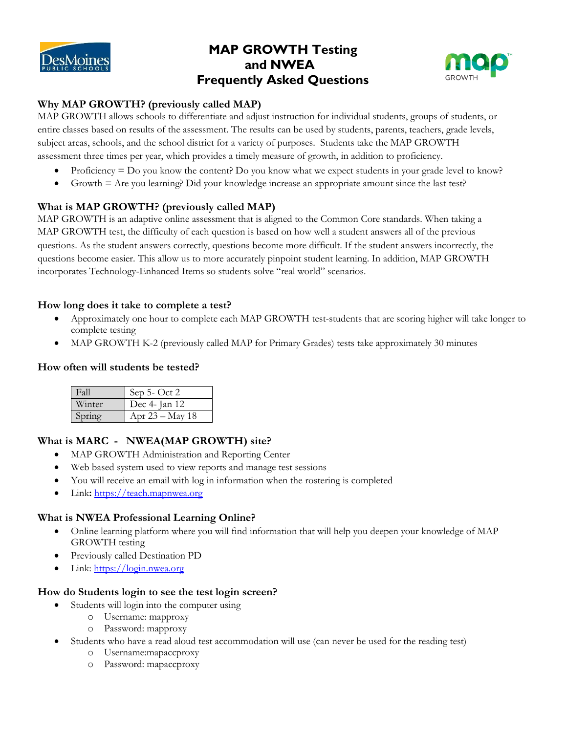# MAP GROWTH Testing and NWEA Frequently Asked Questions

## Why MAP GROWTH? (previously called MAP)

MAP GROWTH allows schools to differentiate and adjust instruction for individual students, groups of students, or entire classes based on results of the assessment. The results can be used by students, parents, teachers, grade levels, subject areas, schools, and the school district for a variety of purposes. Students take the MAP GROWTH assessment three times per year, which provides a timely measure of growth, in addition to proficiency.

- Proficiency = Do you know the content? Do you know what we expect students in your grade level to know?
- Growth = Are you learning? Did your knowledge increase an appropriate amount since the last test?

## What is MAP GROWTH? (previously called MAP)

MAP GROWTH is an adaptive online assessment that is aligned to the Common Core standards. When taking a MAP GROWTH test, the difficulty of each question is based on how well a student answers all of the previous questions. As the student answers correctly, questions become more difficult. If the student answers incorrectly, the questions become easier. This allow us to more accurately pinpoint student learning. In addition, MAP GROWTH incorporates Technology-Enhanced Items so students solve "real world" scenarios.

## How long does it take to complete a test?

- Approximately one hour to complete each MAP GROWTH test-students that are scoring higher will take longer to complete testing
- MAP GROWTH K-2 (previously called MAP for Primary Grades) tests take approximately 30 minutes

## How often will students be tested?

| | |
|---|---|
| Fall | Sep 5- Oct 2 |
| Winter | Dec 4- Jan 12 |
| Spring | Apr 23 – May 18 |

## What is MARC - NWEA(MAP GROWTH) site?

- MAP GROWTH Administration and Reporting Center
- Web based system used to view reports and manage test sessions
- You will receive an email with log in information when the rostering is completed
- Link**:** https://teach.mapnwea.org

## What is NWEA Professional Learning Online?

- Online learning platform where you will find information that will help you deepen your knowledge of MAP GROWTH testing
- Previously called Destination PD
- Link: https://login.nwea.org

## How do Students login to see the test login screen?

- Students will login into the computer using
  - Username: mapproxy
  - Password: mapproxy
- Students who have a read aloud test accommodation will use (can never be used for the reading test)
  - Username:mapaccproxy
  - Password: mapaccproxy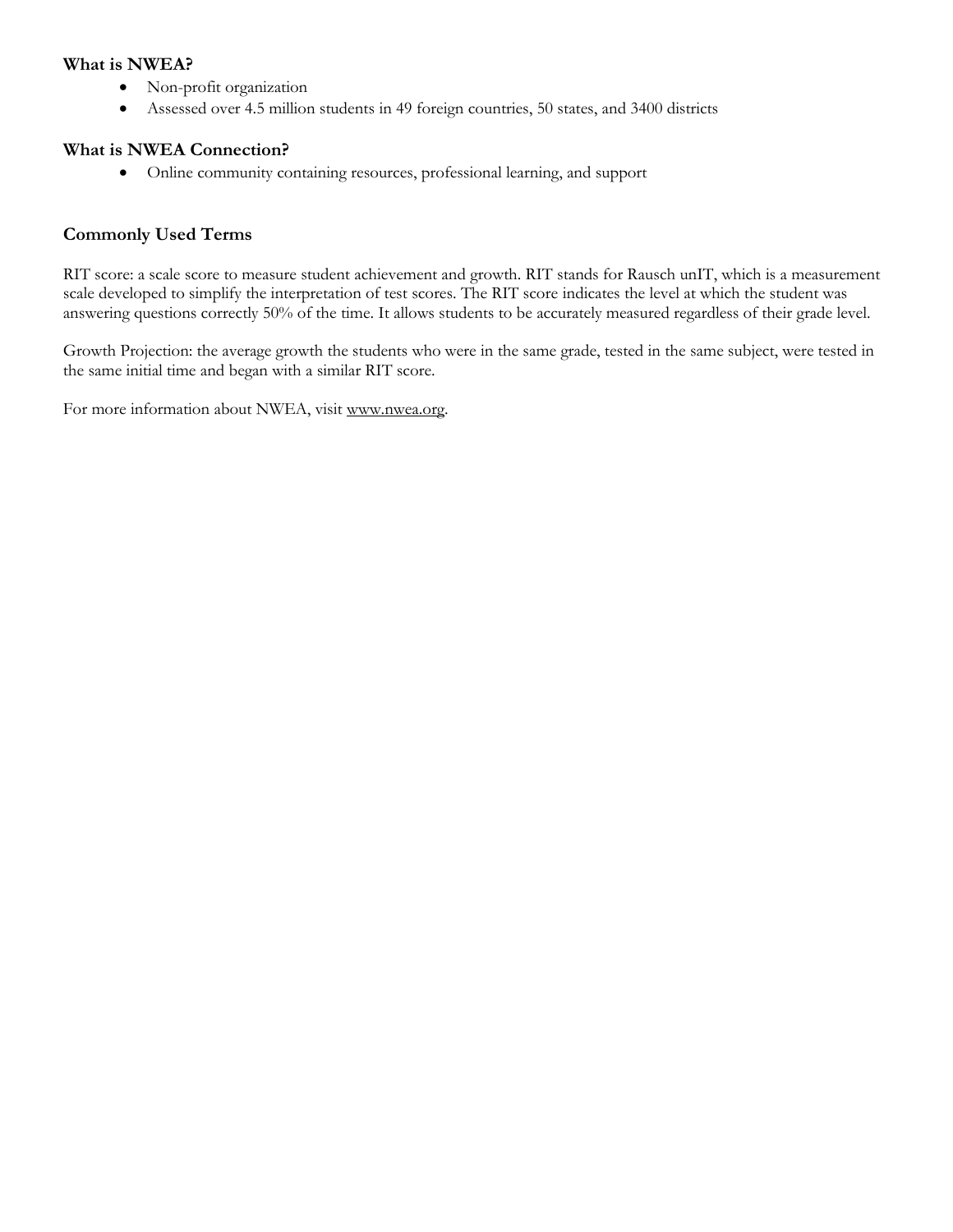### What is NWEA?

- Non-profit organization
- Assessed over 4.5 million students in 49 foreign countries, 50 states, and 3400 districts

### What is NWEA Connection?

- Online community containing resources, professional learning, and support

### Commonly Used Terms

RIT score: a scale score to measure student achievement and growth. RIT stands for Rausch unIT, which is a measurement scale developed to simplify the interpretation of test scores. The RIT score indicates the level at which the student was answering questions correctly 50% of the time. It allows students to be accurately measured regardless of their grade level.

Growth Projection: the average growth the students who were in the same grade, tested in the same subject, were tested in the same initial time and began with a similar RIT score.

For more information about NWEA, visit www.nwea.org.